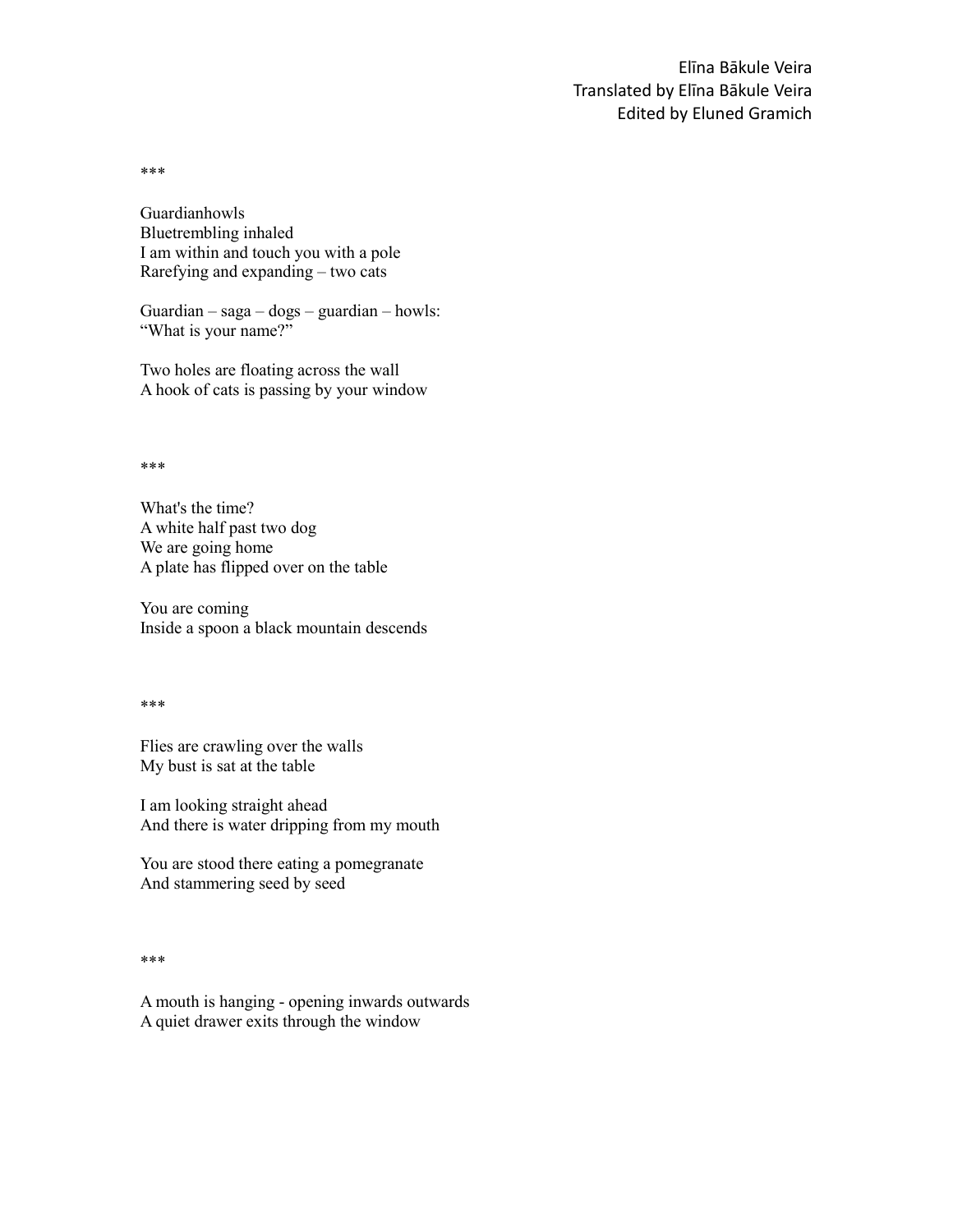Elīna Bākule Veira
Translated by Elīna Bākule Veira
Edited by Eluned Gramich

***

Guardianhowls
Bluetrembling inhaled
I am within and touch you with a pole
Rarefying and expanding – two cats

Guardian – saga – dogs – guardian – howls:
"What is your name?"

Two holes are floating across the wall
A hook of cats is passing by your window

***

What's the time?
A white half past two dog
We are going home
A plate has flipped over on the table

You are coming
Inside a spoon a black mountain descends

***

Flies are crawling over the walls
My bust is sat at the table

I am looking straight ahead
And there is water dripping from my mouth

You are stood there eating a pomegranate
And stammering seed by seed

***

A mouth is hanging - opening inwards outwards
A quiet drawer exits through the window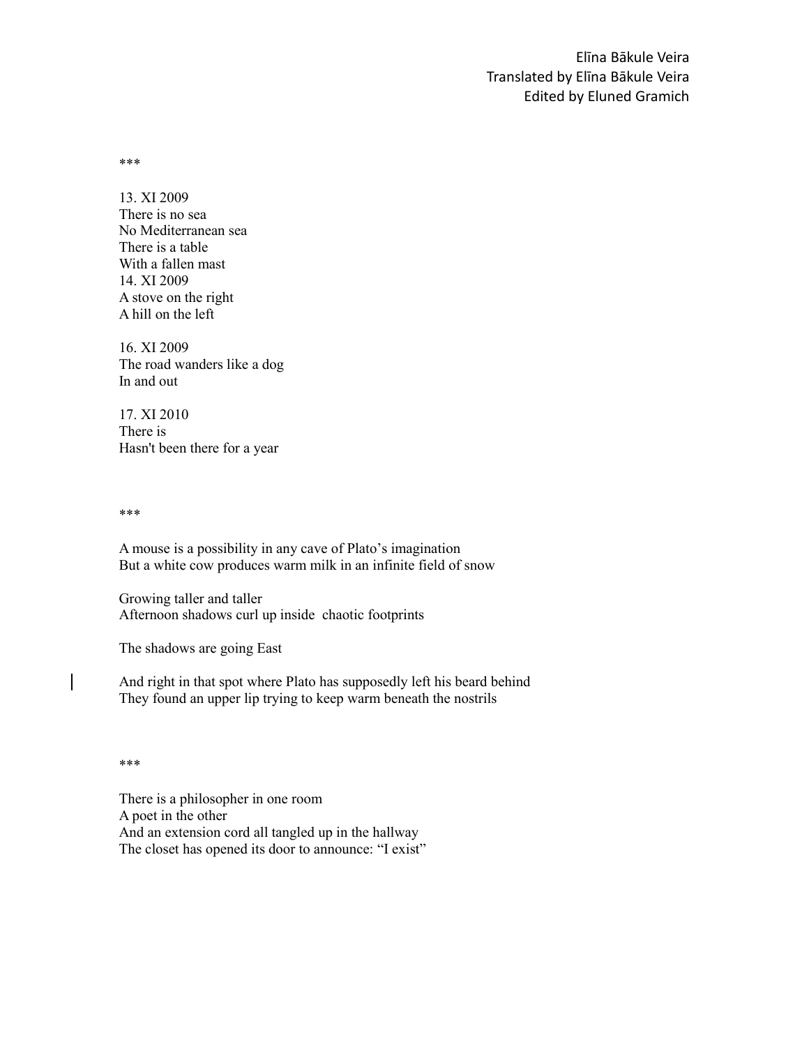Elīna Bākule Veira
Translated by Elīna Bākule Veira
Edited by Eluned Gramich

***

13. XI 2009
There is no sea
No Mediterranean sea
There is a table
With a fallen mast
14. XI 2009
A stove on the right
A hill on the left

16. XI 2009
The road wanders like a dog
In and out

17. XI 2010
There is
Hasn't been there for a year

***

A mouse is a possibility in any cave of Plato's imagination
But a white cow produces warm milk in an infinite field of snow

Growing taller and taller
Afternoon shadows curl up inside chaotic footprints

The shadows are going East

And right in that spot where Plato has supposedly left his beard behind
They found an upper lip trying to keep warm beneath the nostrils

***

There is a philosopher in one room
A poet in the other
And an extension cord all tangled up in the hallway
The closet has opened its door to announce: "I exist"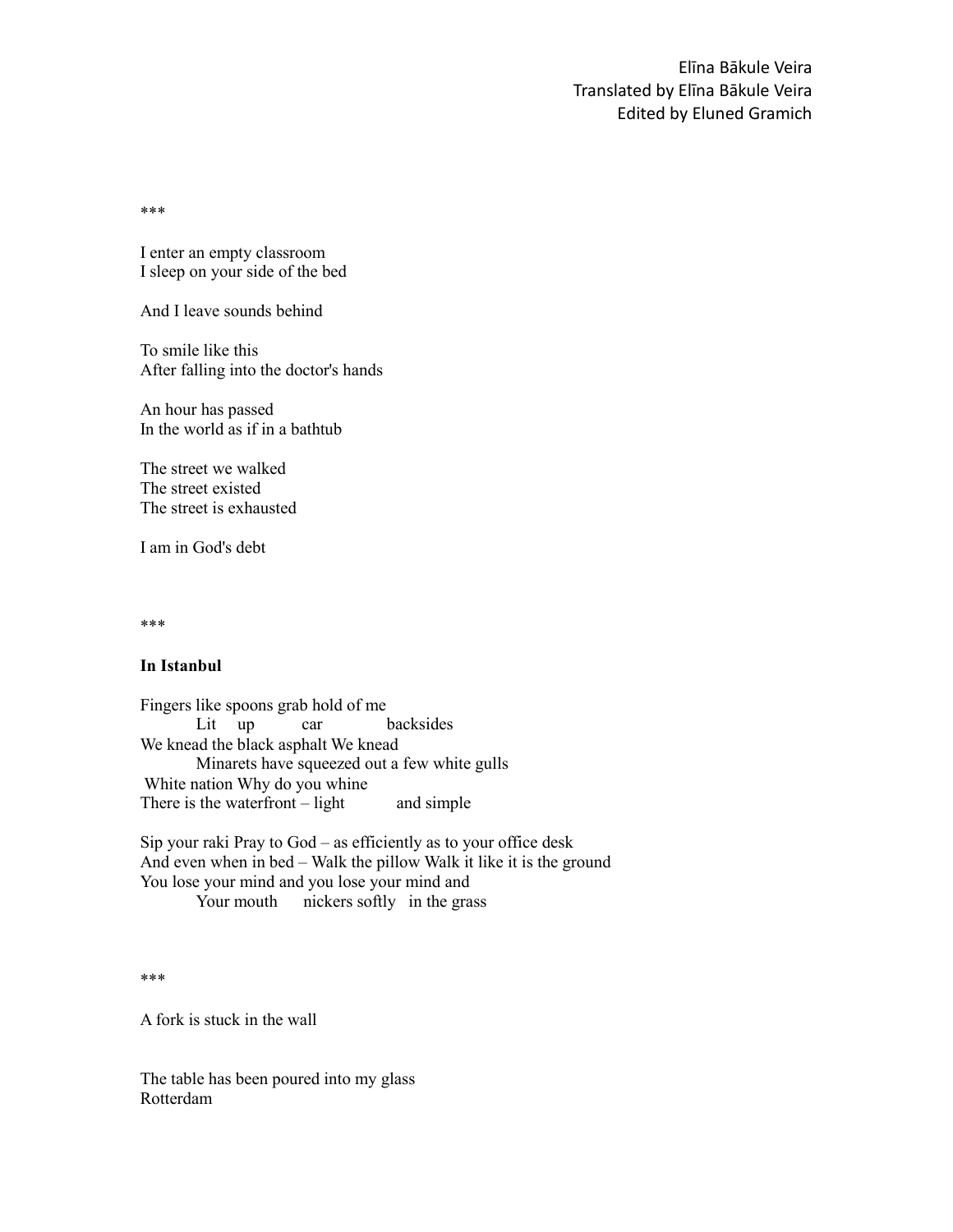***

I enter an empty classroom  
I sleep on your side of the bed

And I leave sounds behind

To smile like this  
After falling into the doctor's hands

An hour has passed  
In the world as if in a bathtub

The street we walked  
The street existed  
The street is exhausted

I am in God's debt

***

**In Istanbul**

Fingers like spoons grab hold of me  
Lit up car backsides  
We knead the black asphalt We knead  
Minarets have squeezed out a few white gulls  
White nation Why do you whine  
There is the waterfront – light and simple

Sip your raki Pray to God – as efficiently as to your office desk  
And even when in bed – Walk the pillow Walk it like it is the ground  
You lose your mind and you lose your mind and  
Your mouth nickers softly in the grass

***

A fork is stuck in the wall

The table has been poured into my glass  
Rotterdam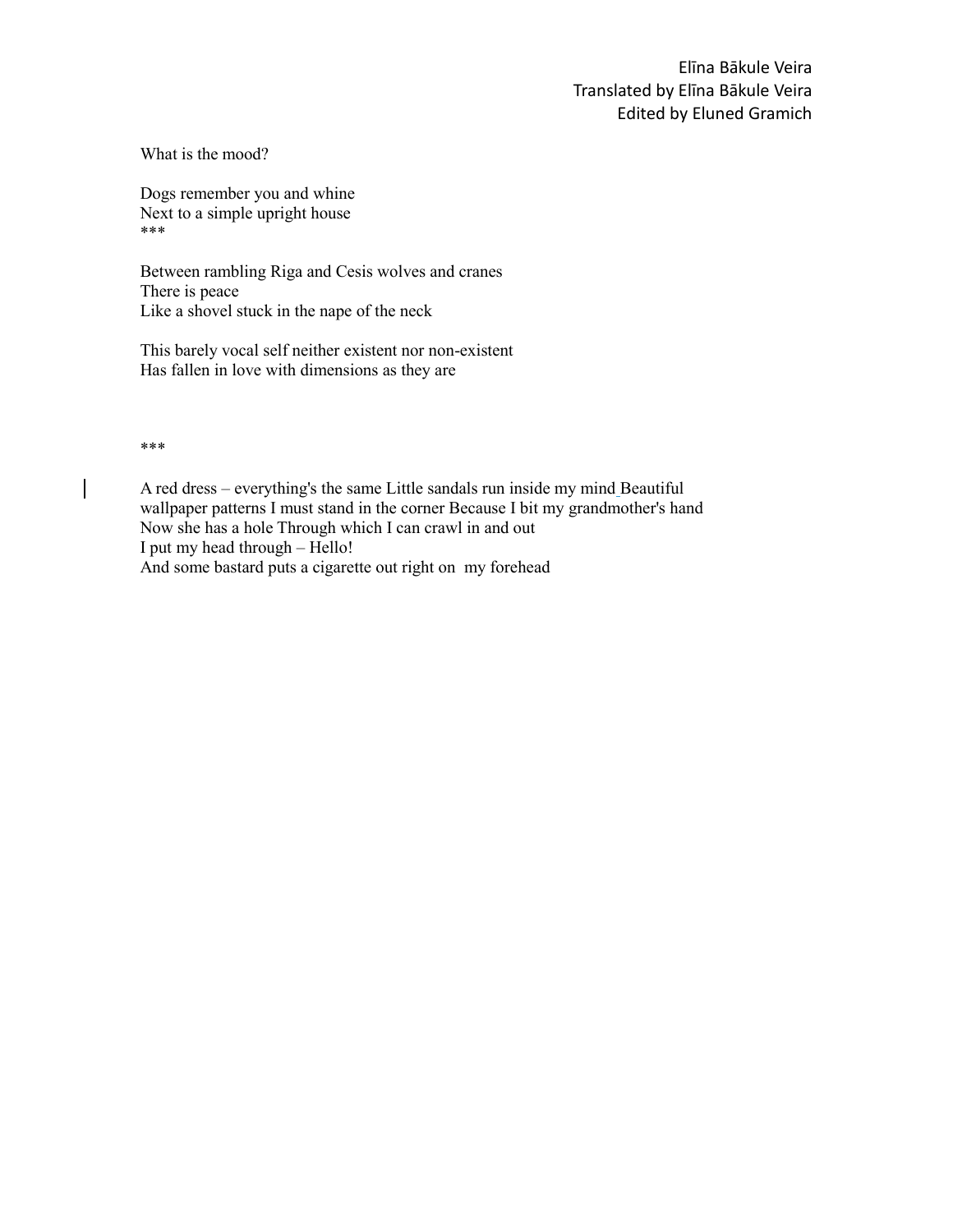Elīna Bākule Veira
Translated by Elīna Bākule Veira
Edited by Eluned Gramich

What is the mood?

Dogs remember you and whine
Next to a simple upright house
***

Between rambling Riga and Cesis wolves and cranes
There is peace
Like a shovel stuck in the nape of the neck

This barely vocal self neither existent nor non-existent
Has fallen in love with dimensions as they are

***

A red dress – everything's the same Little sandals run inside my mind Beautiful wallpaper patterns I must stand in the corner Because I bit my grandmother's hand
Now she has a hole Through which I can crawl in and out
I put my head through – Hello!
And some bastard puts a cigarette out right on my forehead